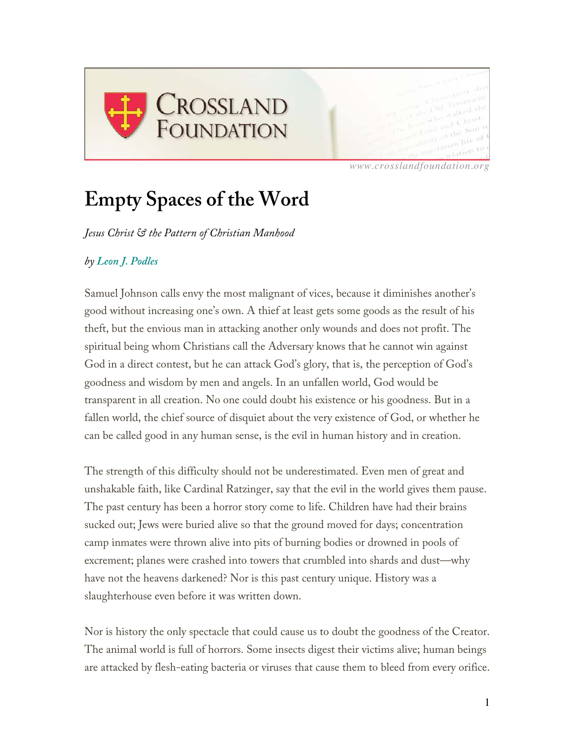# Empty Spaces of the Word

*Jesus Christ & the Pattern of Christian Manhood*

*by Leon J. Podles*

Samuel Johnson calls envy the most malignant of vices, because it diminishes another's good without increasing one's own. A thief at least gets some goods as the result of his theft, but the envious man in attacking another only wounds and does not profit. The spiritual being whom Christians call the Adversary knows that he cannot win against God in a direct contest, but he can attack God's glory, that is, the perception of God's goodness and wisdom by men and angels. In an unfallen world, God would be transparent in all creation. No one could doubt his existence or his goodness. But in a fallen world, the chief source of disquiet about the very existence of God, or whether he can be called good in any human sense, is the evil in human history and in creation.

The strength of this difficulty should not be underestimated. Even men of great and unshakable faith, like Cardinal Ratzinger, say that the evil in the world gives them pause. The past century has been a horror story come to life. Children have had their brains sucked out; Jews were buried alive so that the ground moved for days; concentration camp inmates were thrown alive into pits of burning bodies or drowned in pools of excrement; planes were crashed into towers that crumbled into shards and dust—why have not the heavens darkened? Nor is this past century unique. History was a slaughterhouse even before it was written down.

Nor is history the only spectacle that could cause us to doubt the goodness of the Creator. The animal world is full of horrors. Some insects digest their victims alive; human beings are attacked by flesh-eating bacteria or viruses that cause them to bleed from every orifice.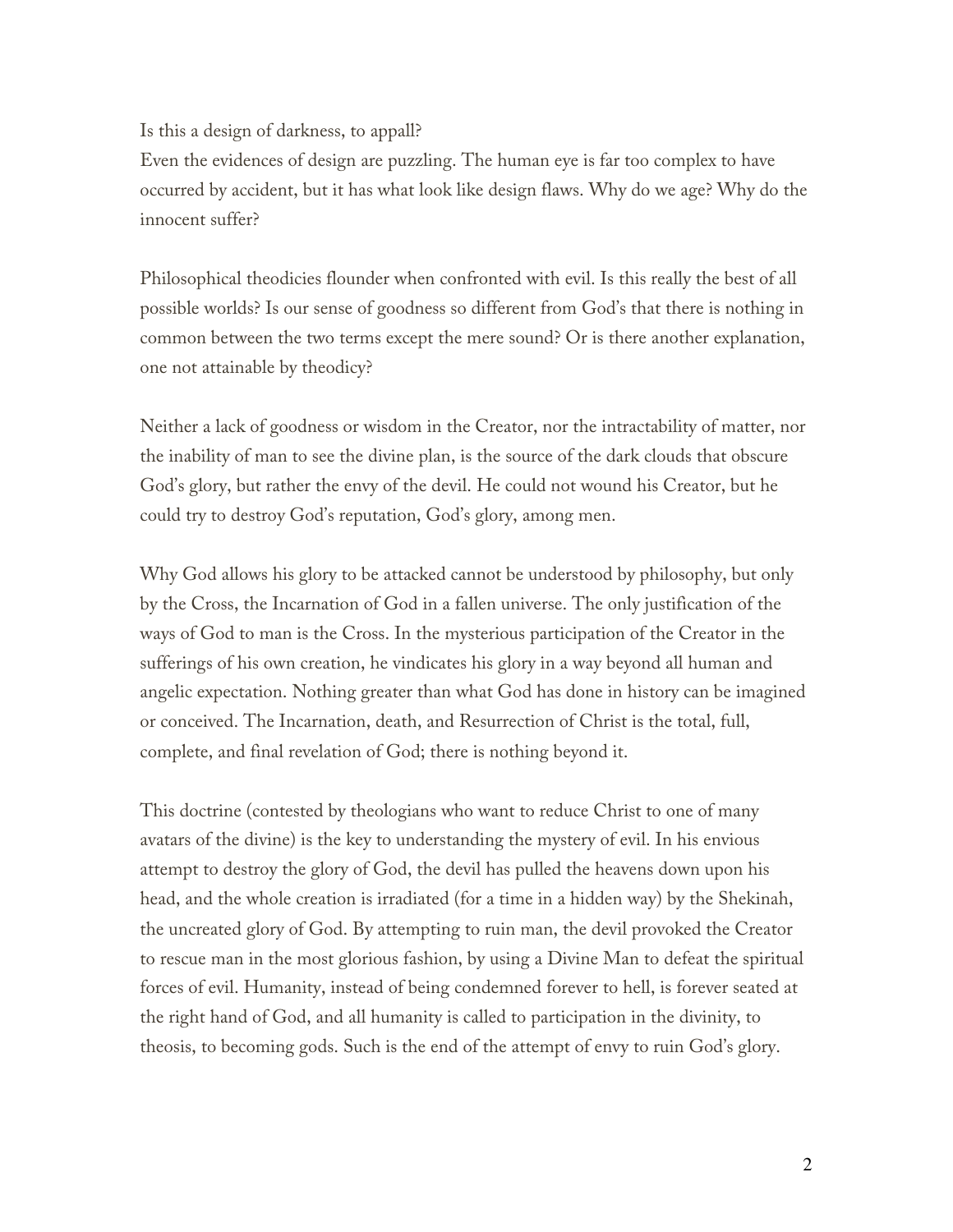Is this a design of darkness, to appall?
Even the evidences of design are puzzling. The human eye is far too complex to have occurred by accident, but it has what look like design flaws. Why do we age? Why do the innocent suffer?

Philosophical theodicies flounder when confronted with evil. Is this really the best of all possible worlds? Is our sense of goodness so different from God's that there is nothing in common between the two terms except the mere sound? Or is there another explanation, one not attainable by theodicy?

Neither a lack of goodness or wisdom in the Creator, nor the intractability of matter, nor the inability of man to see the divine plan, is the source of the dark clouds that obscure God's glory, but rather the envy of the devil. He could not wound his Creator, but he could try to destroy God's reputation, God's glory, among men.

Why God allows his glory to be attacked cannot be understood by philosophy, but only by the Cross, the Incarnation of God in a fallen universe. The only justification of the ways of God to man is the Cross. In the mysterious participation of the Creator in the sufferings of his own creation, he vindicates his glory in a way beyond all human and angelic expectation. Nothing greater than what God has done in history can be imagined or conceived. The Incarnation, death, and Resurrection of Christ is the total, full, complete, and final revelation of God; there is nothing beyond it.

This doctrine (contested by theologians who want to reduce Christ to one of many avatars of the divine) is the key to understanding the mystery of evil. In his envious attempt to destroy the glory of God, the devil has pulled the heavens down upon his head, and the whole creation is irradiated (for a time in a hidden way) by the Shekinah, the uncreated glory of God. By attempting to ruin man, the devil provoked the Creator to rescue man in the most glorious fashion, by using a Divine Man to defeat the spiritual forces of evil. Humanity, instead of being condemned forever to hell, is forever seated at the right hand of God, and all humanity is called to participation in the divinity, to theosis, to becoming gods. Such is the end of the attempt of envy to ruin God's glory.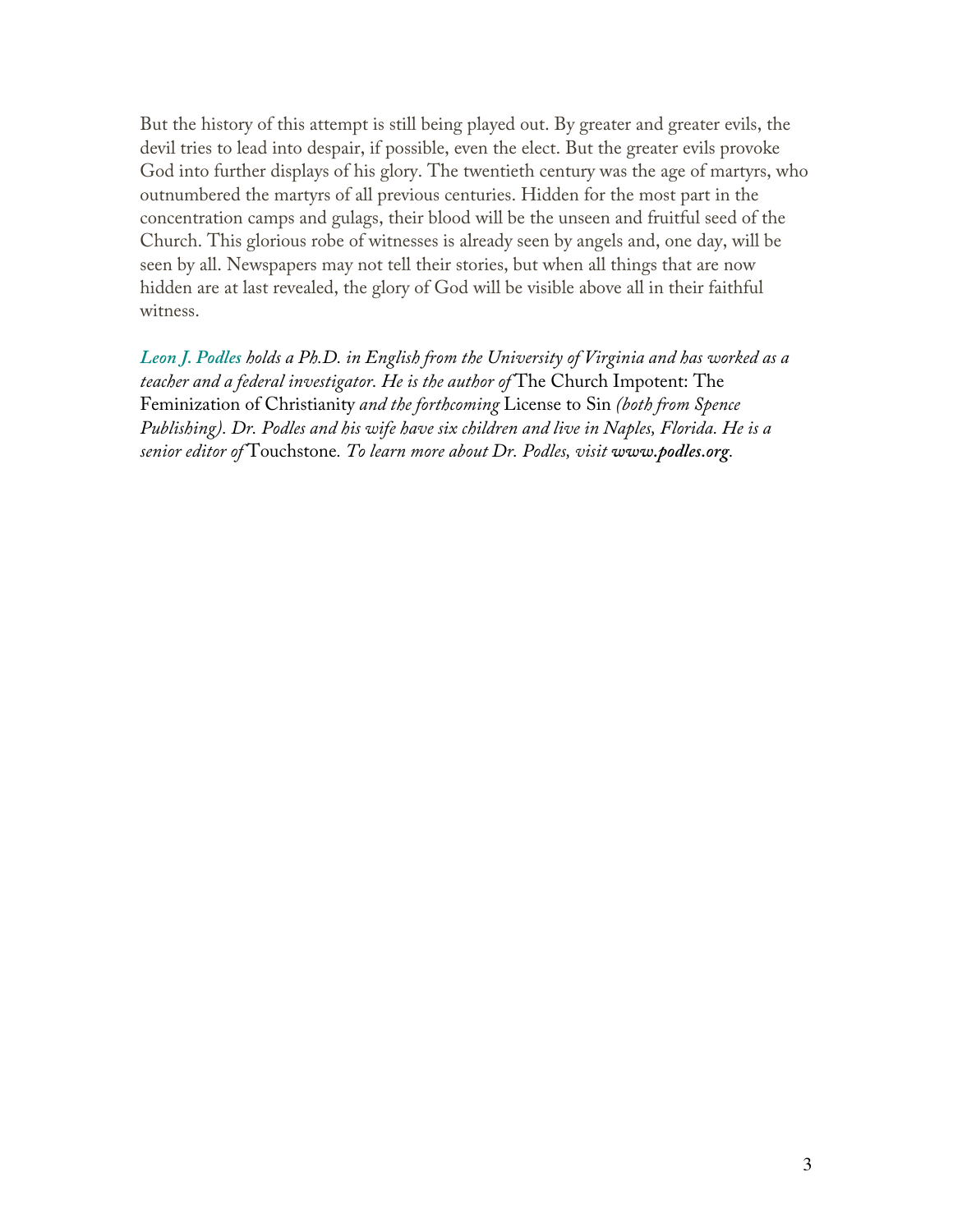But the history of this attempt is still being played out. By greater and greater evils, the devil tries to lead into despair, if possible, even the elect. But the greater evils provoke God into further displays of his glory. The twentieth century was the age of martyrs, who outnumbered the martyrs of all previous centuries. Hidden for the most part in the concentration camps and gulags, their blood will be the unseen and fruitful seed of the Church. This glorious robe of witnesses is already seen by angels and, one day, will be seen by all. Newspapers may not tell their stories, but when all things that are now hidden are at last revealed, the glory of God will be visible above all in their faithful witness.

*Leon J. Podles holds a Ph.D. in English from the University of Virginia and has worked as a teacher and a federal investigator. He is the author of* The Church Impotent: The Feminization of Christianity *and the forthcoming* License to Sin *(both from Spence Publishing). Dr. Podles and his wife have six children and live in Naples, Florida. He is a senior editor of* Touchstone*. To learn more about Dr. Podles, visit* ***www.podles.org****.*